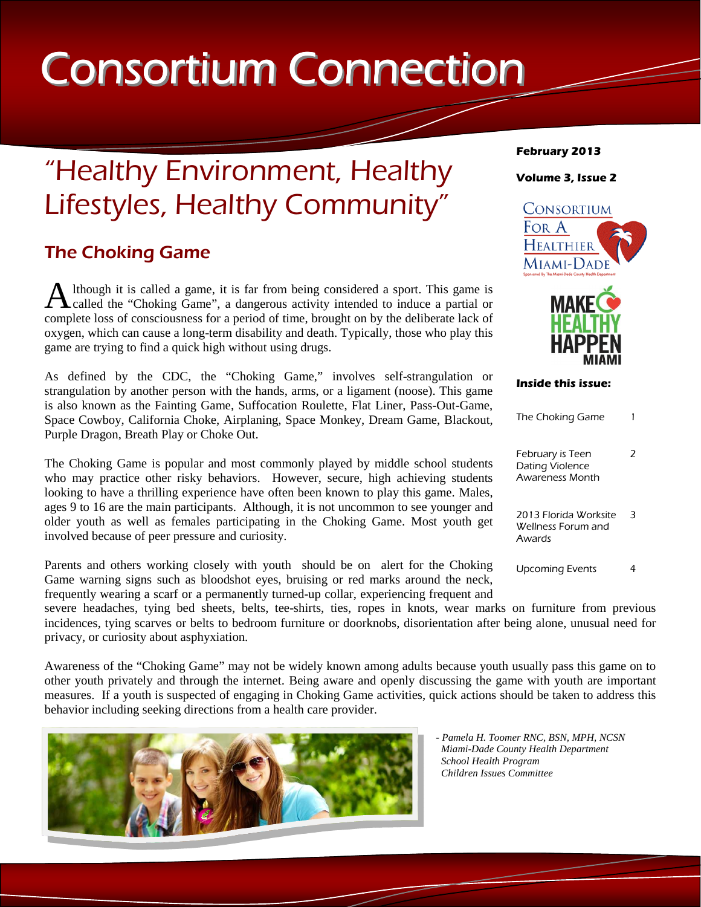# Consortium Connection

**February 2013**

**Volume 3, Issue 2**

## "Healthy Environment, Healthy Lifestyles, Healthy Community"

### The Choking Game

Although it is called a game, it is far from being considered a sport. This game is called the "Choking Game", a dangerous activity intended to induce a partial or complete loss of consciousness for a period of time, brought on by the deliberate lack of oxygen, which can cause a long-term disability and death. Typically, those who play this game are trying to find a quick high without using drugs.

As defined by the CDC, the "Choking Game," involves self-strangulation or strangulation by another person with the hands, arms, or a ligament (noose). This game is also known as the Fainting Game, Suffocation Roulette, Flat Liner, Pass-Out-Game, Space Cowboy, California Choke, Airplaning, Space Monkey, Dream Game, Blackout, Purple Dragon, Breath Play or Choke Out.

The Choking Game is popular and most commonly played by middle school students who may practice other risky behaviors. However, secure, high achieving students looking to have a thrilling experience have often been known to play this game. Males, ages 9 to 16 are the main participants. Although, it is not uncommon to see younger and older youth as well as females participating in the Choking Game. Most youth get involved because of peer pressure and curiosity.

Parents and others working closely with youth should be on alert for the Choking Game warning signs such as bloodshot eyes, bruising or red marks around the neck, frequently wearing a scarf or a permanently turned-up collar, experiencing frequent and severe headaches, tying bed sheets, belts, tee-shirts, ties, ropes in knots, wear marks on furniture from previous incidences, tying scarves or belts to bedroom furniture or doorknobs, disorientation after being alone, unusual need for privacy, or curiosity about asphyxiation.

Awareness of the "Choking Game" may not be widely known among adults because youth usually pass this game on to other youth privately and through the internet. Being aware and openly discussing the game with youth are important measures. If a youth is suspected of engaging in Choking Game activities, quick actions should be taken to address this behavior including seeking directions from a health care provider.

*- Pamela H. Toomer RNC, BSN, MPH, NCSN*
*Miami-Dade County Health Department*
*School Health Program*
*Children Issues Committee*

**Inside this issue:**

| | |
|---|---|
| The Choking Game | 1 |
| February is Teen Dating Violence Awareness Month | 2 |
| 2013 Florida Worksite Wellness Forum and Awards | 3 |
| Upcoming Events | 4 |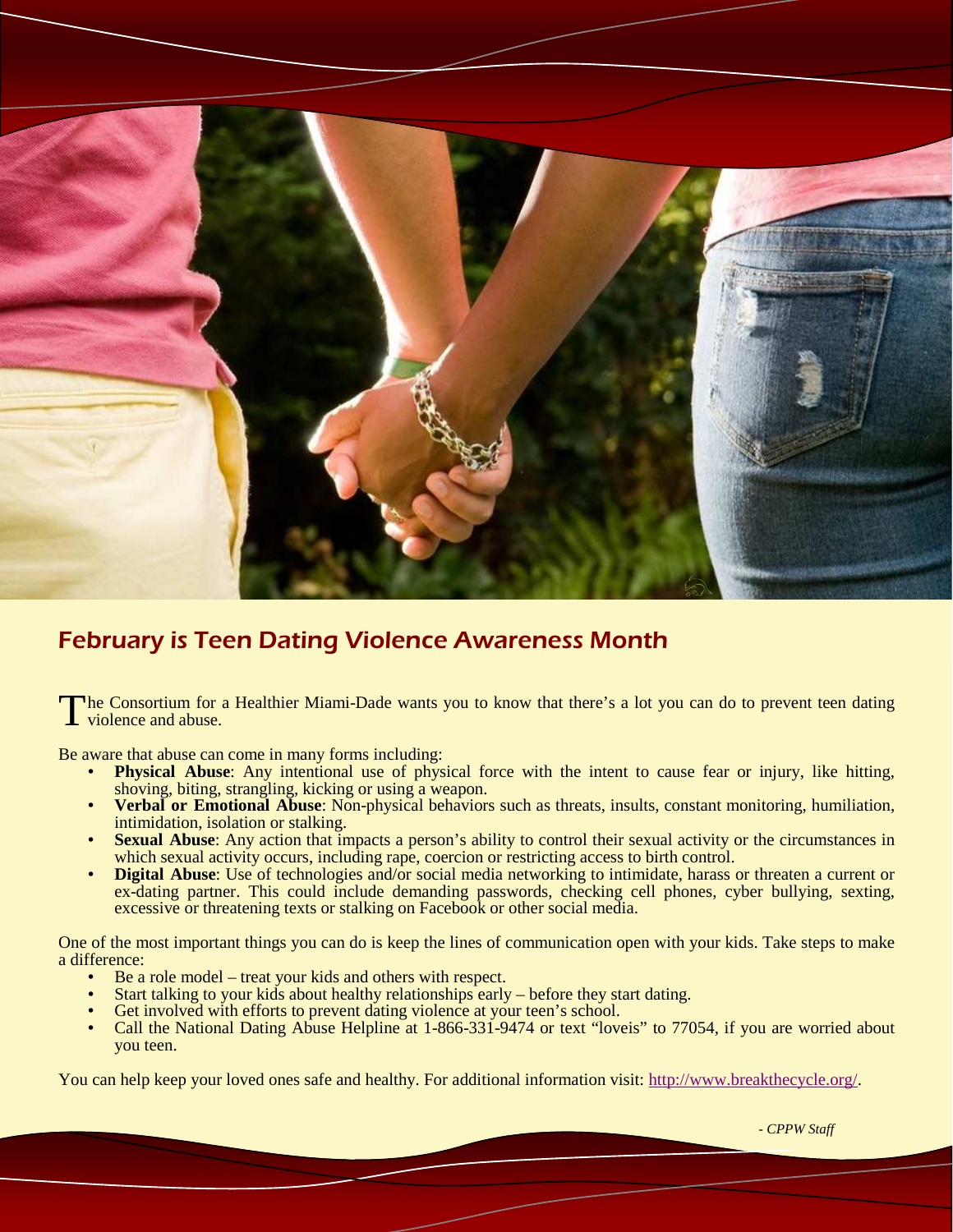## February is Teen Dating Violence Awareness Month

The Consortium for a Healthier Miami-Dade wants you to know that there's a lot you can do to prevent teen dating violence and abuse.

Be aware that abuse can come in many forms including:

- **Physical Abuse**: Any intentional use of physical force with the intent to cause fear or injury, like hitting, shoving, biting, strangling, kicking or using a weapon.
- **Verbal or Emotional Abuse**: Non-physical behaviors such as threats, insults, constant monitoring, humiliation, intimidation, isolation or stalking.
- **Sexual Abuse**: Any action that impacts a person's ability to control their sexual activity or the circumstances in which sexual activity occurs, including rape, coercion or restricting access to birth control.
- **Digital Abuse**: Use of technologies and/or social media networking to intimidate, harass or threaten a current or ex-dating partner. This could include demanding passwords, checking cell phones, cyber bullying, sexting, excessive or threatening texts or stalking on Facebook or other social media.

One of the most important things you can do is keep the lines of communication open with your kids. Take steps to make a difference:

- Be a role model – treat your kids and others with respect.
- Start talking to your kids about healthy relationships early – before they start dating.
- Get involved with efforts to prevent dating violence at your teen's school.
- Call the National Dating Abuse Helpline at 1-866-331-9474 or text "loveis" to 77054, if you are worried about you teen.

You can help keep your loved ones safe and healthy. For additional information visit: http://www.breakthecycle.org/.

*- CPPW Staff*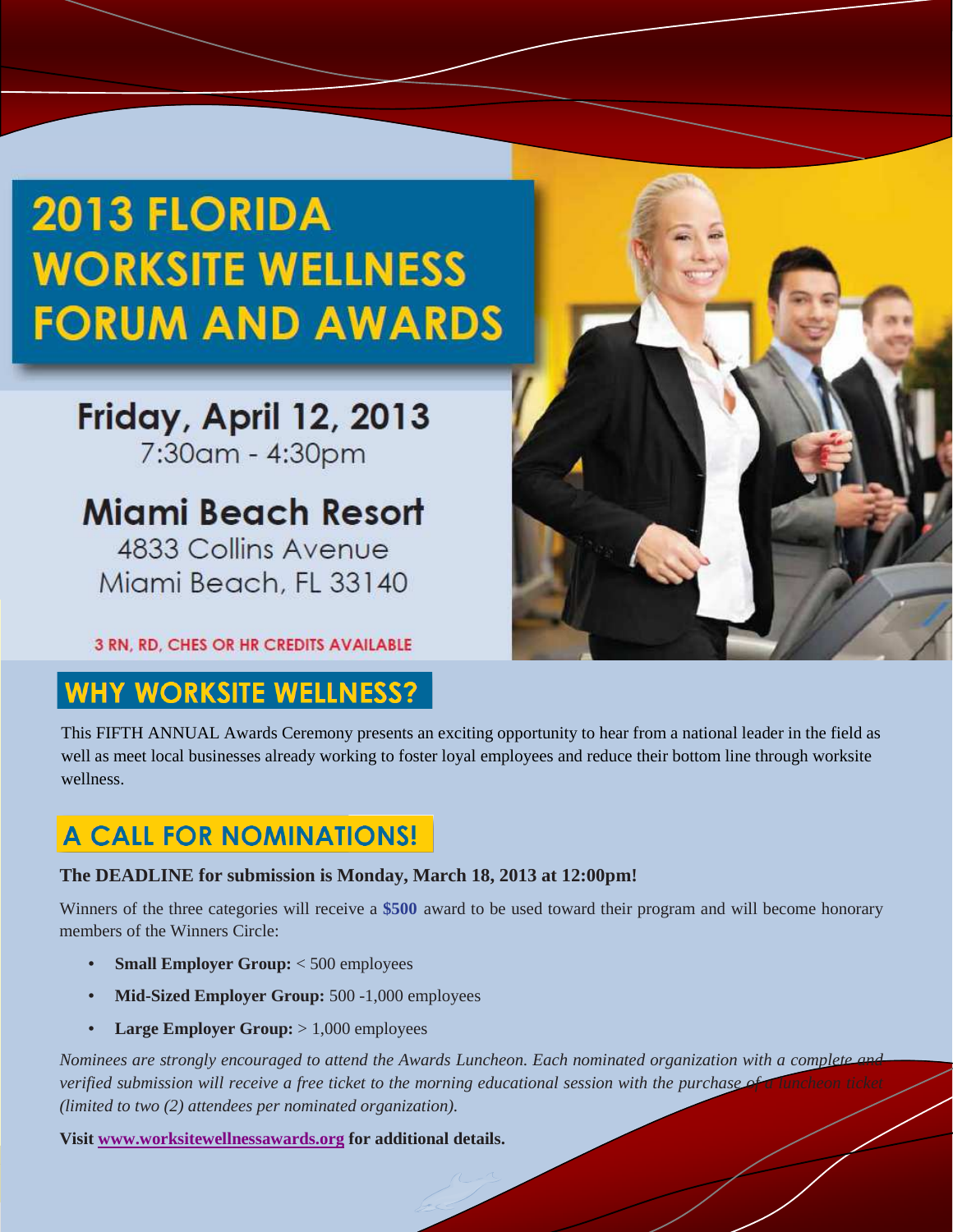# 2013 FLORIDA WORKSITE WELLNESS FORUM AND AWARDS

## Friday, April 12, 2013

7:30am - 4:30pm

## Miami Beach Resort

4833 Collins Avenue
Miami Beach, FL 33140

3 RN, RD, CHES OR HR CREDITS AVAILABLE

## WHY WORKSITE WELLNESS?

This FIFTH ANNUAL Awards Ceremony presents an exciting opportunity to hear from a national leader in the field as well as meet local businesses already working to foster loyal employees and reduce their bottom line through worksite wellness.

## A CALL FOR NOMINATIONS!

**The DEADLINE for submission is Monday, March 18, 2013 at 12:00pm!**

Winners of the three categories will receive a **$500** award to be used toward their program and will become honorary members of the Winners Circle:

- **Small Employer Group:** < 500 employees
- **Mid-Sized Employer Group:** 500 -1,000 employees
- **Large Employer Group:** > 1,000 employees

*Nominees are strongly encouraged to attend the Awards Luncheon. Each nominated organization with a complete and verified submission will receive a free ticket to the morning educational session with the purchase of a luncheon ticket (limited to two (2) attendees per nominated organization).*

**Visit www.worksitewellnessawards.org for additional details.**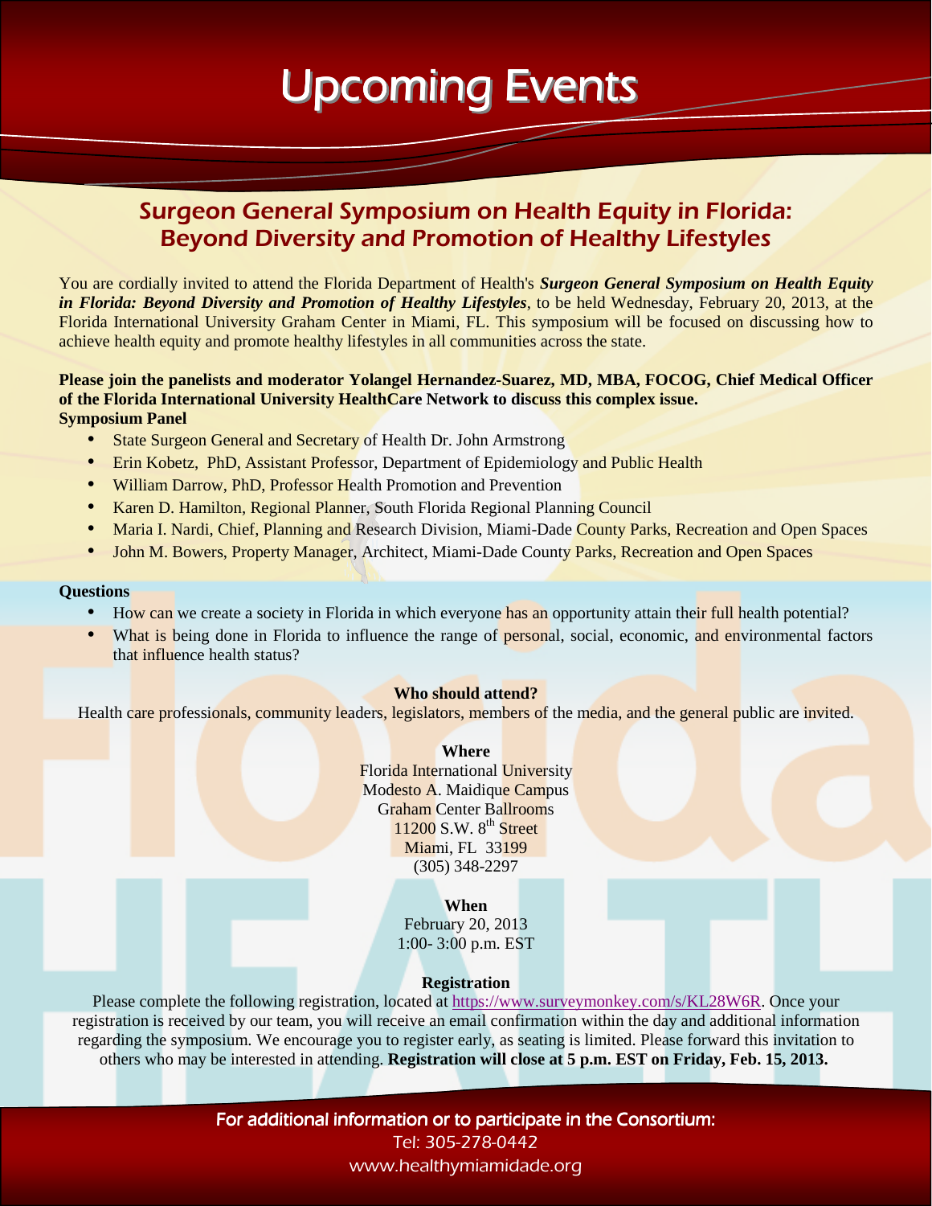# Upcoming Events

## Surgeon General Symposium on Health Equity in Florida: Beyond Diversity and Promotion of Healthy Lifestyles

You are cordially invited to attend the Florida Department of Health's ***Surgeon General Symposium on Health Equity in Florida: Beyond Diversity and Promotion of Healthy Lifestyles***, to be held Wednesday, February 20, 2013, at the Florida International University Graham Center in Miami, FL. This symposium will be focused on discussing how to achieve health equity and promote healthy lifestyles in all communities across the state.

**Please join the panelists and moderator Yolangel Hernandez-Suarez, MD, MBA, FOCOG, Chief Medical Officer of the Florida International University HealthCare Network to discuss this complex issue.**

**Symposium Panel**

- State Surgeon General and Secretary of Health Dr. John Armstrong
- Erin Kobetz, PhD, Assistant Professor, Department of Epidemiology and Public Health
- William Darrow, PhD, Professor Health Promotion and Prevention
- Karen D. Hamilton, Regional Planner, South Florida Regional Planning Council
- Maria I. Nardi, Chief, Planning and Research Division, Miami-Dade County Parks, Recreation and Open Spaces
- John M. Bowers, Property Manager, Architect, Miami-Dade County Parks, Recreation and Open Spaces

**Questions**

- How can we create a society in Florida in which everyone has an opportunity attain their full health potential?
- What is being done in Florida to influence the range of personal, social, economic, and environmental factors that influence health status?

**Who should attend?**

Health care professionals, community leaders, legislators, members of the media, and the general public are invited.

**Where**

Florida International University
Modesto A. Maidique Campus
Graham Center Ballrooms
11200 S.W. 8th Street
Miami, FL 33199
(305) 348-2297

**When**

February 20, 2013
1:00- 3:00 p.m. EST

**Registration**

Please complete the following registration, located at https://www.surveymonkey.com/s/KL28W6R. Once your registration is received by our team, you will receive an email confirmation within the day and additional information regarding the symposium. We encourage you to register early, as seating is limited. Please forward this invitation to others who may be interested in attending. **Registration will close at 5 p.m. EST on Friday, Feb. 15, 2013.**

For additional information or to participate in the Consortium:
Tel: 305-278-0442
www.healthymiamidade.org